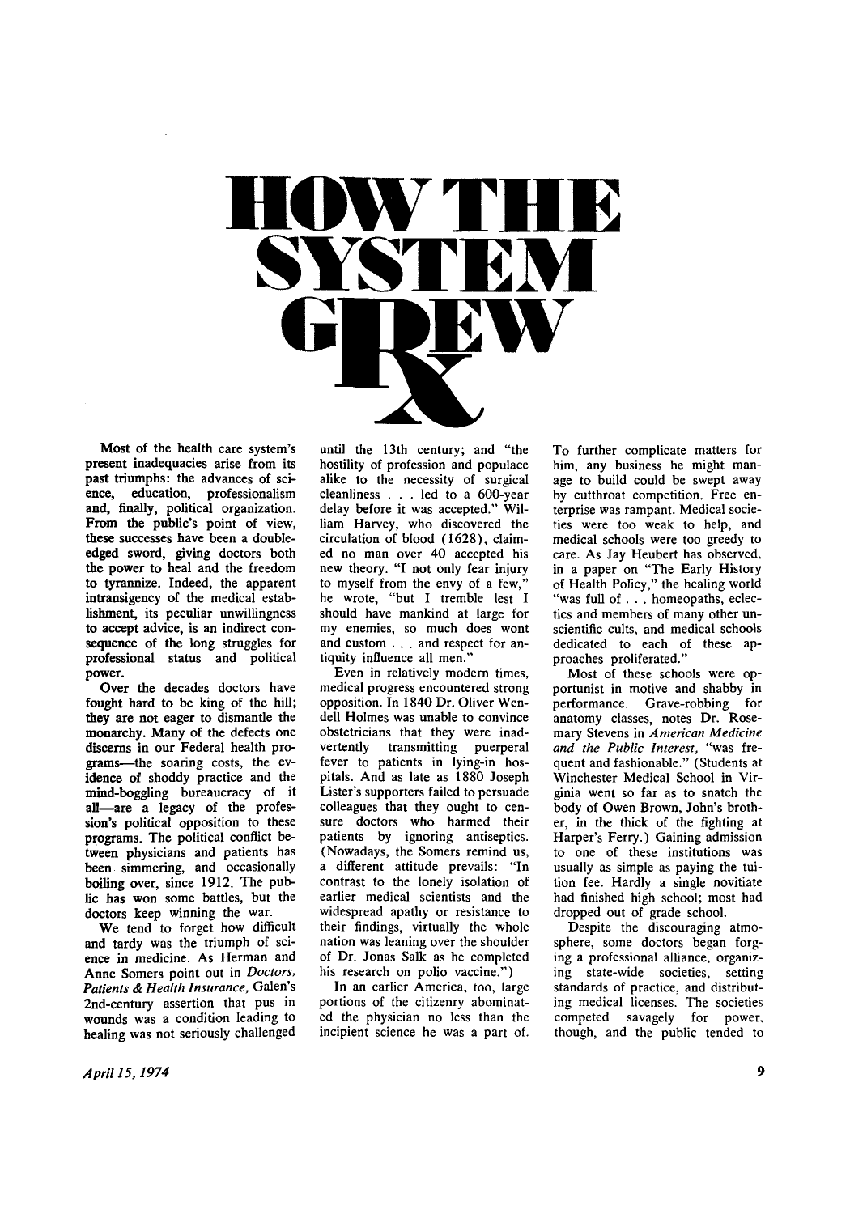# HOW THE SYSTEM GREW

Most of the health care system's present inadequacies arise from its past triumphs: the advances of science, education, professionalism and, finally, political organization. From the public's point of view, these successes have been a double-edged sword, giving doctors both the power to heal and the freedom to tyrannize. Indeed, the apparent intransigency of the medical establishment, its peculiar unwillingness to accept advice, is an indirect consequence of the long struggles for professional status and political power.

Over the decades doctors have fought hard to be king of the hill; they are not eager to dismantle the monarchy. Many of the defects one discerns in our Federal health programs—the soaring costs, the evidence of shoddy practice and the mind-boggling bureaucracy of it all—are a legacy of the profession's political opposition to these programs. The political conflict between physicians and patients has been simmering, and occasionally boiling over, since 1912. The public has won some battles, but the doctors keep winning the war.

We tend to forget how difficult and tardy was the triumph of science in medicine. As Herman and Anne Somers point out in *Doctors, Patients & Health Insurance*, Galen's 2nd-century assertion that pus in wounds was a condition leading to healing was not seriously challenged until the 13th century; and "the hostility of profession and populace alike to the necessity of surgical cleanliness . . . led to a 600-year delay before it was accepted." William Harvey, who discovered the circulation of blood (1628), claimed no man over 40 accepted his new theory. "I not only fear injury to myself from the envy of a few," he wrote, "but I tremble lest I should have mankind at large for my enemies, so much does wont and custom . . . and respect for antiquity influence all men."

Even in relatively modern times, medical progress encountered strong opposition. In 1840 Dr. Oliver Wendell Holmes was unable to convince obstetricians that they were inadvertently transmitting puerperal fever to patients in lying-in hospitals. And as late as 1880 Joseph Lister's supporters failed to persuade colleagues that they ought to censure doctors who harmed their patients by ignoring antiseptics. (Nowadays, the Somers remind us, a different attitude prevails: "In contrast to the lonely isolation of earlier medical scientists and the widespread apathy or resistance to their findings, virtually the whole nation was leaning over the shoulder of Dr. Jonas Salk as he completed his research on polio vaccine.")

In an earlier America, too, large portions of the citizenry abominated the physician no less than the incipient science he was a part of. To further complicate matters for him, any business he might manage to build could be swept away by cutthroat competition. Free enterprise was rampant. Medical societies were too weak to help, and medical schools were too greedy to care. As Jay Heubert has observed, in a paper on "The Early History of Health Policy," the healing world "was full of . . . homeopaths, eclectics and members of many other unscientific cults, and medical schools dedicated to each of these approaches proliferated."

Most of these schools were opportunist in motive and shabby in performance. Grave-robbing for anatomy classes, notes Dr. Rosemary Stevens in *American Medicine and the Public Interest*, "was frequent and fashionable." (Students at Winchester Medical School in Virginia went so far as to snatch the body of Owen Brown, John's brother, in the thick of the fighting at Harper's Ferry.) Gaining admission to one of these institutions was usually as simple as paying the tuition fee. Hardly a single novitiate had finished high school; most had dropped out of grade school.

Despite the discouraging atmosphere, some doctors began forging a professional alliance, organizing state-wide societies, setting standards of practice, and distributing medical licenses. The societies competed savagely for power, though, and the public tended to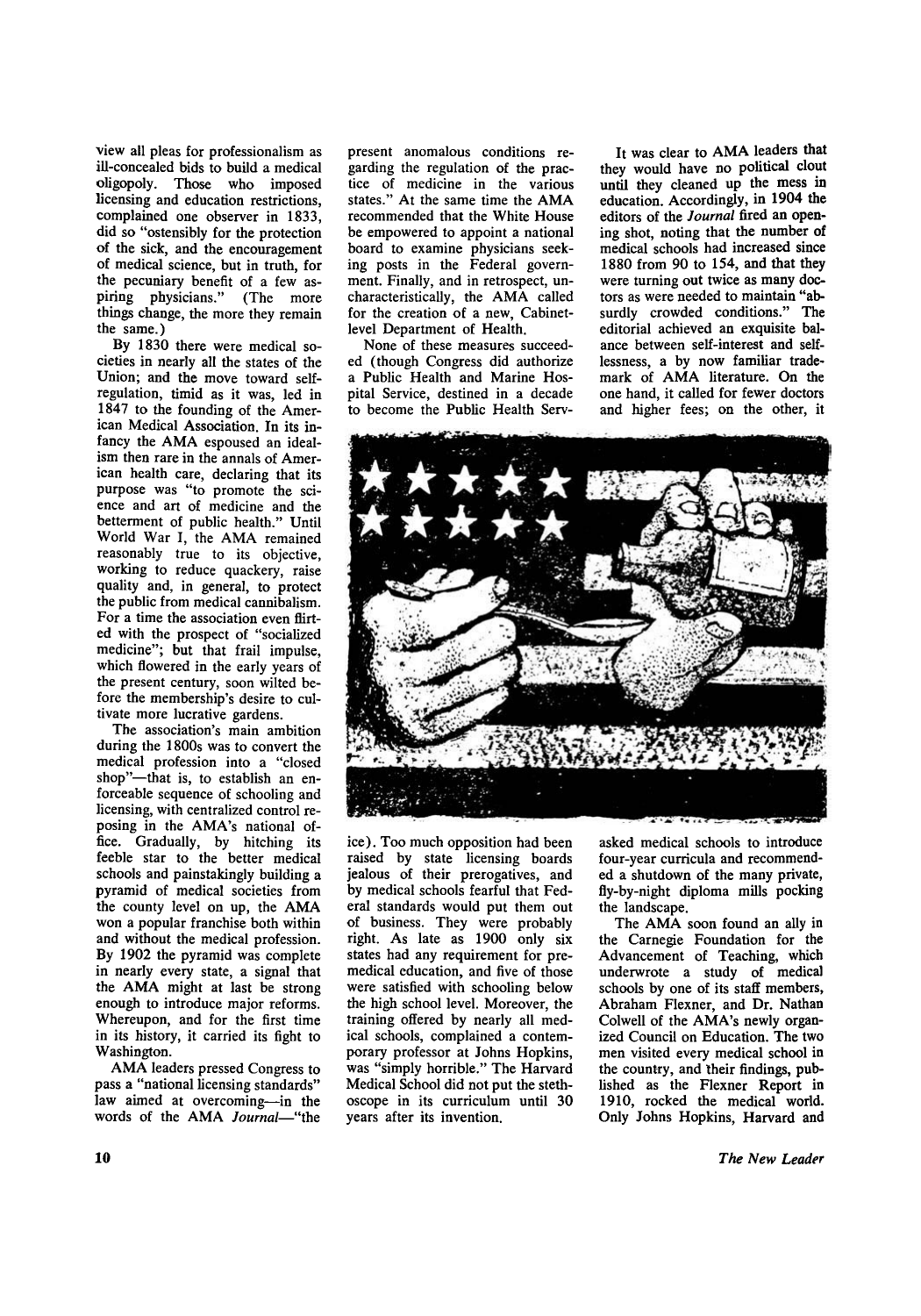view all pleas for professionalism as ill-concealed bids to build a medical oligopoly. Those who imposed licensing and education restrictions, complained one observer in 1833, did so "ostensibly for the protection of the sick, and the encouragement of medical science, but in truth, for the pecuniary benefit of a few aspiring physicians." (The more things change, the more they remain the same.)

By 1830 there were medical societies in nearly all the states of the Union; and the move toward self-regulation, timid as it was, led in 1847 to the founding of the American Medical Association. In its infancy the AMA espoused an idealism then rare in the annals of American health care, declaring that its purpose was "to promote the science and art of medicine and the betterment of public health." Until World War I, the AMA remained reasonably true to its objective, working to reduce quackery, raise quality and, in general, to protect the public from medical cannibalism. For a time the association even flirted with the prospect of "socialized medicine"; but that frail impulse, which flowered in the early years of the present century, soon wilted before the membership's desire to cultivate more lucrative gardens.

The association's main ambition during the 1800s was to convert the medical profession into a "closed shop"—that is, to establish an enforceable sequence of schooling and licensing, with centralized control reposing in the AMA's national office. Gradually, by hitching its feeble star to the better medical schools and painstakingly building a pyramid of medical societies from the county level on up, the AMA won a popular franchise both within and without the medical profession. By 1902 the pyramid was complete in nearly every state, a signal that the AMA might at last be strong enough to introduce major reforms. Whereupon, and for the first time in its history, it carried its fight to Washington.

AMA leaders pressed Congress to pass a "national licensing standards" law aimed at overcoming—in the words of the AMA *Journal*—"the present anomalous conditions regarding the regulation of the practice of medicine in the various states." At the same time the AMA recommended that the White House be empowered to appoint a national board to examine physicians seeking posts in the Federal government. Finally, and in retrospect, uncharacteristically, the AMA called for the creation of a new, Cabinet-level Department of Health.

None of these measures succeeded (though Congress did authorize a Public Health and Marine Hospital Service, destined in a decade to become the Public Health Service). Too much opposition had been raised by state licensing boards jealous of their prerogatives, and by medical schools fearful that Federal standards would put them out of business. They were probably right. As late as 1900 only six states had any requirement for premedical education, and five of those were satisfied with schooling below the high school level. Moreover, the training offered by nearly all medical schools, complained a contemporary professor at Johns Hopkins, was "simply horrible." The Harvard Medical School did not put the stethoscope in its curriculum until 30 years after its invention.

It was clear to AMA leaders that they would have no political clout until they cleaned up the mess in education. Accordingly, in 1904 the editors of the *Journal* fired an opening shot, noting that the number of medical schools had increased since 1880 from 90 to 154, and that they were turning out twice as many doctors as were needed to maintain "absurdly crowded conditions." The editorial achieved an exquisite balance between self-interest and selflessness, a by now familiar trademark of AMA literature. On the one hand, it called for fewer doctors and higher fees; on the other, it asked medical schools to introduce four-year curricula and recommended a shutdown of the many private, fly-by-night diploma mills pocking the landscape.

The AMA soon found an ally in the Carnegie Foundation for the Advancement of Teaching, which underwrote a study of medical schools by one of its staff members, Abraham Flexner, and Dr. Nathan Colwell of the AMA's newly organized Council on Education. The two men visited every medical school in the country, and their findings, published as the Flexner Report in 1910, rocked the medical world. Only Johns Hopkins, Harvard and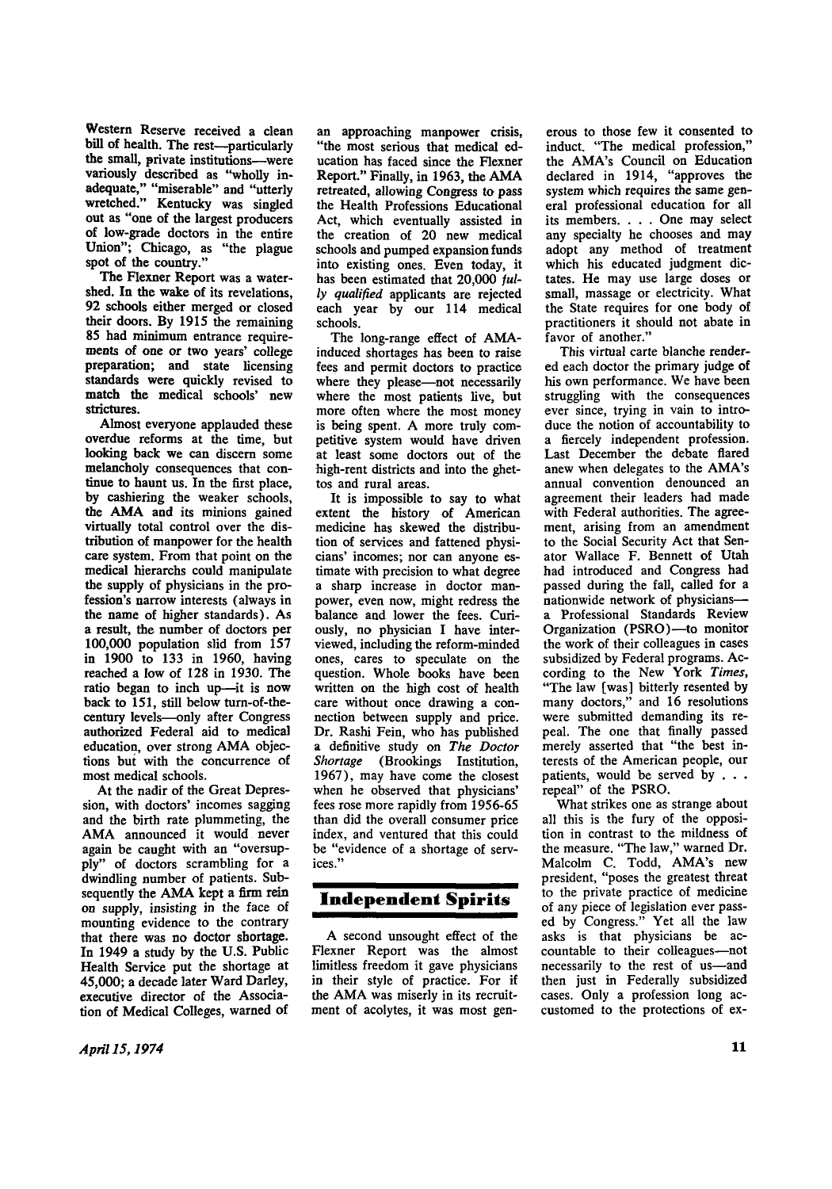Western Reserve received a clean bill of health. The rest—particularly the small, private institutions—were variously described as "wholly inadequate," "miserable" and "utterly wretched." Kentucky was singled out as "one of the largest producers of low-grade doctors in the entire Union"; Chicago, as "the plague spot of the country."

The Flexner Report was a watershed. In the wake of its revelations, 92 schools either merged or closed their doors. By 1915 the remaining 85 had minimum entrance requirements of one or two years' college preparation; and state licensing standards were quickly revised to match the medical schools' new strictures.

Almost everyone applauded these overdue reforms at the time, but looking back we can discern some melancholy consequences that continue to haunt us. In the first place, by cashiering the weaker schools, the AMA and its minions gained virtually total control over the distribution of manpower for the health care system. From that point on the medical hierarchs could manipulate the supply of physicians in the profession's narrow interests (always in the name of higher standards). As a result, the number of doctors per 100,000 population slid from 157 in 1900 to 133 in 1960, having reached a low of 128 in 1930. The ratio began to inch up—it is now back to 151, still below turn-of-the-century levels—only after Congress authorized Federal aid to medical education, over strong AMA objections but with the concurrence of most medical schools.

At the nadir of the Great Depression, with doctors' incomes sagging and the birth rate plummeting, the AMA announced it would never again be caught with an "oversupply" of doctors scrambling for a dwindling number of patients. Subsequently the AMA kept a firm rein on supply, insisting in the face of mounting evidence to the contrary that there was no doctor shortage. In 1949 a study by the U.S. Public Health Service put the shortage at 45,000; a decade later Ward Darley, executive director of the Association of Medical Colleges, warned of an approaching manpower crisis, "the most serious that medical education has faced since the Flexner Report." Finally, in 1963, the AMA retreated, allowing Congress to pass the Health Professions Educational Act, which eventually assisted in the creation of 20 new medical schools and pumped expansion funds into existing ones. Even today, it has been estimated that 20,000 *fully qualified* applicants are rejected each year by our 114 medical schools.

The long-range effect of AMA-induced shortages has been to raise fees and permit doctors to practice where they please—not necessarily where the most patients live, but more often where the most money is being spent. A more truly competitive system would have driven at least some doctors out of the high-rent districts and into the ghettos and rural areas.

It is impossible to say to what extent the history of American medicine has skewed the distribution of services and fattened physicians' incomes; nor can anyone estimate with precision to what degree a sharp increase in doctor manpower, even now, might redress the balance and lower the fees. Curiously, no physician I have interviewed, including the reform-minded ones, cares to speculate on the question. Whole books have been written on the high cost of health care without once drawing a connection between supply and price. Dr. Rashi Fein, who has published a definitive study on *The Doctor Shortage* (Brookings Institution, 1967), may have come the closest when he observed that physicians' fees rose more rapidly from 1956-65 than did the overall consumer price index, and ventured that this could be "evidence of a shortage of services."

## Independent Spirits

A second unsought effect of the Flexner Report was the almost limitless freedom it gave physicians in their style of practice. For if the AMA was miserly in its recruitment of acolytes, it was most generous to those few it consented to induct. "The medical profession," the AMA's Council on Education declared in 1914, "approves the system which requires the same general professional education for all its members. . . . One may select any specialty he chooses and may adopt any method of treatment which his educated judgment dictates. He may use large doses or small, massage or electricity. What the State requires for one body of practitioners it should not abate in favor of another."

This virtual carte blanche rendered each doctor the primary judge of his own performance. We have been struggling with the consequences ever since, trying in vain to introduce the notion of accountability to a fiercely independent profession. Last December the debate flared anew when delegates to the AMA's annual convention denounced an agreement their leaders had made with Federal authorities. The agreement, arising from an amendment to the Social Security Act that Senator Wallace F. Bennett of Utah had introduced and Congress had passed during the fall, called for a nationwide network of physicians—a Professional Standards Review Organization (PSRO)—to monitor the work of their colleagues in cases subsidized by Federal programs. According to the New York *Times*, "The law [was] bitterly resented by many doctors," and 16 resolutions were submitted demanding its repeal. The one that finally passed merely asserted that "the best interests of the American people, our patients, would be served by . . . repeal" of the PSRO.

What strikes one as strange about all this is the fury of the opposition in contrast to the mildness of the measure. "The law," warned Dr. Malcolm C. Todd, AMA's new president, "poses the greatest threat to the private practice of medicine of any piece of legislation ever passed by Congress." Yet all the law asks is that physicians be accountable to their colleagues—not necessarily to the rest of us—and then just in Federally subsidized cases. Only a profession long accustomed to the protections of ex-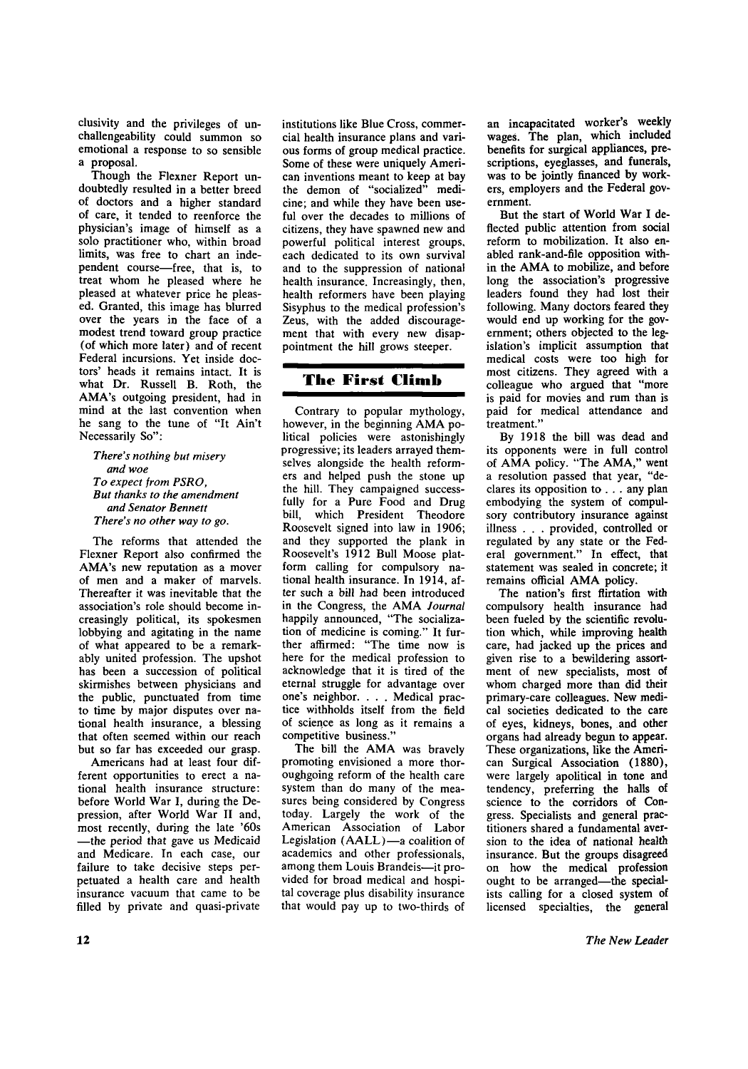clusivity and the privileges of unchallengeability could summon so emotional a response to so sensible a proposal.

Though the Flexner Report undoubtedly resulted in a better breed of doctors and a higher standard of care, it tended to reenforce the physician's image of himself as a solo practitioner who, within broad limits, was free to chart an independent course—free, that is, to treat whom he pleased where he pleased at whatever price he pleased. Granted, this image has blurred over the years in the face of a modest trend toward group practice (of which more later) and of recent Federal incursions. Yet inside doctors' heads it remains intact. It is what Dr. Russell B. Roth, the AMA's outgoing president, had in mind at the last convention when he sang to the tune of "It Ain't Necessarily So":

*There's nothing but misery
and woe
To expect from PSRO,
But thanks to the amendment
and Senator Bennett
There's no other way to go.*

The reforms that attended the Flexner Report also confirmed the AMA's new reputation as a mover of men and a maker of marvels. Thereafter it was inevitable that the association's role should become increasingly political, its spokesmen lobbying and agitating in the name of what appeared to be a remarkably united profession. The upshot has been a succession of political skirmishes between physicians and the public, punctuated from time to time by major disputes over national health insurance, a blessing that often seemed within our reach but so far has exceeded our grasp.

Americans had at least four different opportunities to erect a national health insurance structure: before World War I, during the Depression, after World War II and, most recently, during the late '60s—the period that gave us Medicaid and Medicare. In each case, our failure to take decisive steps perpetuated a health care and health insurance vacuum that came to be filled by private and quasi-private institutions like Blue Cross, commercial health insurance plans and various forms of group medical practice. Some of these were uniquely American inventions meant to keep at bay the demon of "socialized" medicine; and while they have been useful over the decades to millions of citizens, they have spawned new and powerful political interest groups, each dedicated to its own survival and to the suppression of national health insurance. Increasingly, then, health reformers have been playing Sisyphus to the medical profession's Zeus, with the added discouragement that with every new disappointment the hill grows steeper.

## The First Climb

Contrary to popular mythology, however, in the beginning AMA political policies were astonishingly progressive; its leaders arrayed themselves alongside the health reformers and helped push the stone up the hill. They campaigned successfully for a Pure Food and Drug bill, which President Theodore Roosevelt signed into law in 1906; and they supported the plank in Roosevelt's 1912 Bull Moose platform calling for compulsory national health insurance. In 1914, after such a bill had been introduced in the Congress, the AMA *Journal* happily announced, "The socialization of medicine is coming." It further affirmed: "The time now is here for the medical profession to acknowledge that it is tired of the eternal struggle for advantage over one's neighbor. . . . Medical practice withholds itself from the field of science as long as it remains a competitive business."

The bill the AMA was bravely promoting envisioned a more thoroughgoing reform of the health care system than do many of the measures being considered by Congress today. Largely the work of the American Association of Labor Legislation (AALL)—a coalition of academics and other professionals, among them Louis Brandeis—it provided for broad medical and hospital coverage plus disability insurance that would pay up to two-thirds of an incapacitated worker's weekly wages. The plan, which included benefits for surgical appliances, prescriptions, eyeglasses, and funerals, was to be jointly financed by workers, employers and the Federal government.

But the start of World War I deflected public attention from social reform to mobilization. It also enabled rank-and-file opposition within the AMA to mobilize, and before long the association's progressive leaders found they had lost their following. Many doctors feared they would end up working for the government; others objected to the legislation's implicit assumption that medical costs were too high for most citizens. They agreed with a colleague who argued that "more is paid for movies and rum than is paid for medical attendance and treatment."

By 1918 the bill was dead and its opponents were in full control of AMA policy. "The AMA," went a resolution passed that year, "declares its opposition to . . . any plan embodying the system of compulsory contributory insurance against illness . . . provided, controlled or regulated by any state or the Federal government." In effect, that statement was sealed in concrete; it remains official AMA policy.

The nation's first flirtation with compulsory health insurance had been fueled by the scientific revolution which, while improving health care, had jacked up the prices and given rise to a bewildering assortment of new specialists, most of whom charged more than did their primary-care colleagues. New medical societies dedicated to the care of eyes, kidneys, bones, and other organs had already begun to appear. These organizations, like the American Surgical Association (1880), were largely apolitical in tone and tendency, preferring the halls of science to the corridors of Congress. Specialists and general practitioners shared a fundamental aversion to the idea of national health insurance. But the groups disagreed on how the medical profession ought to be arranged—the specialists calling for a closed system of licensed specialties, the general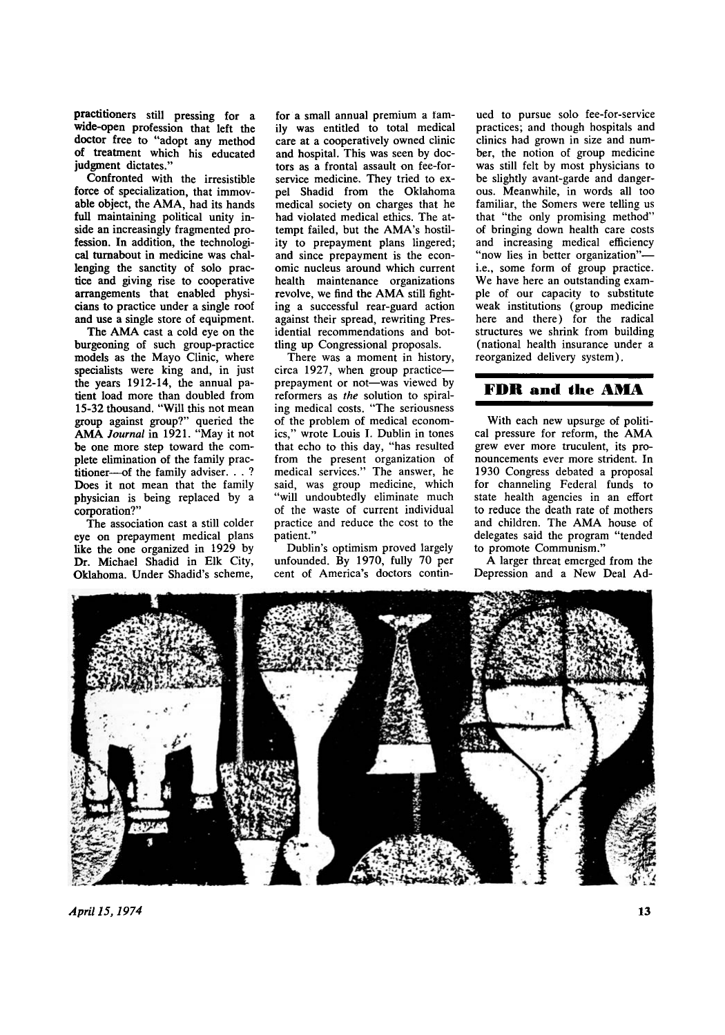practitioners still pressing for a wide-open profession that left the doctor free to "adopt any method of treatment which his educated judgment dictates."

Confronted with the irresistible force of specialization, that immovable object, the AMA, had its hands full maintaining political unity inside an increasingly fragmented profession. In addition, the technological turnabout in medicine was challenging the sanctity of solo practice and giving rise to cooperative arrangements that enabled physicians to practice under a single roof and use a single store of equipment.

The AMA cast a cold eye on the burgeoning of such group-practice models as the Mayo Clinic, where specialists were king and, in just the years 1912-14, the annual patient load more than doubled from 15-32 thousand. "Will this not mean group against group?" queried the AMA *Journal* in 1921. "May it not be one more step toward the complete elimination of the family practitioner—of the family adviser. . . ? Does it not mean that the family physician is being replaced by a corporation?"

The association cast a still colder eye on prepayment medical plans like the one organized in 1929 by Dr. Michael Shadid in Elk City, Oklahoma. Under Shadid's scheme, for a small annual premium a family was entitled to total medical care at a cooperatively owned clinic and hospital. This was seen by doctors as a frontal assault on fee-for-service medicine. They tried to expel Shadid from the Oklahoma medical society on charges that he had violated medical ethics. The attempt failed, but the AMA's hostility to prepayment plans lingered; and since prepayment is the economic nucleus around which current health maintenance organizations revolve, we find the AMA still fighting a successful rear-guard action against their spread, rewriting Presidential recommendations and bottling up Congressional proposals.

There was a moment in history, circa 1927, when group practice—prepayment or not—was viewed by reformers as *the* solution to spiraling medical costs. "The seriousness of the problem of medical economics," wrote Louis I. Dublin in tones that echo to this day, "has resulted from the present organization of medical services." The answer, he said, was group medicine, which "will undoubtedly eliminate much of the waste of current individual practice and reduce the cost to the patient."

Dublin's optimism proved largely unfounded. By 1970, fully 70 per cent of America's doctors continued to pursue solo fee-for-service practices; and though hospitals and clinics had grown in size and number, the notion of group medicine was still felt by most physicians to be slightly avant-garde and dangerous. Meanwhile, in words all too familiar, the Somers were telling us that "the only promising method" of bringing down health care costs and increasing medical efficiency "now lies in better organization"—i.e., some form of group practice. We have here an outstanding example of our capacity to substitute weak institutions (group medicine here and there) for the radical structures we shrink from building (national health insurance under a reorganized delivery system).

## FDR and the AMA

With each new upsurge of political pressure for reform, the AMA grew ever more truculent, its pronouncements ever more strident. In 1930 Congress debated a proposal for channeling Federal funds to state health agencies in an effort to reduce the death rate of mothers and children. The AMA house of delegates said the program "tended to promote Communism."

A larger threat emerged from the Depression and a New Deal Ad-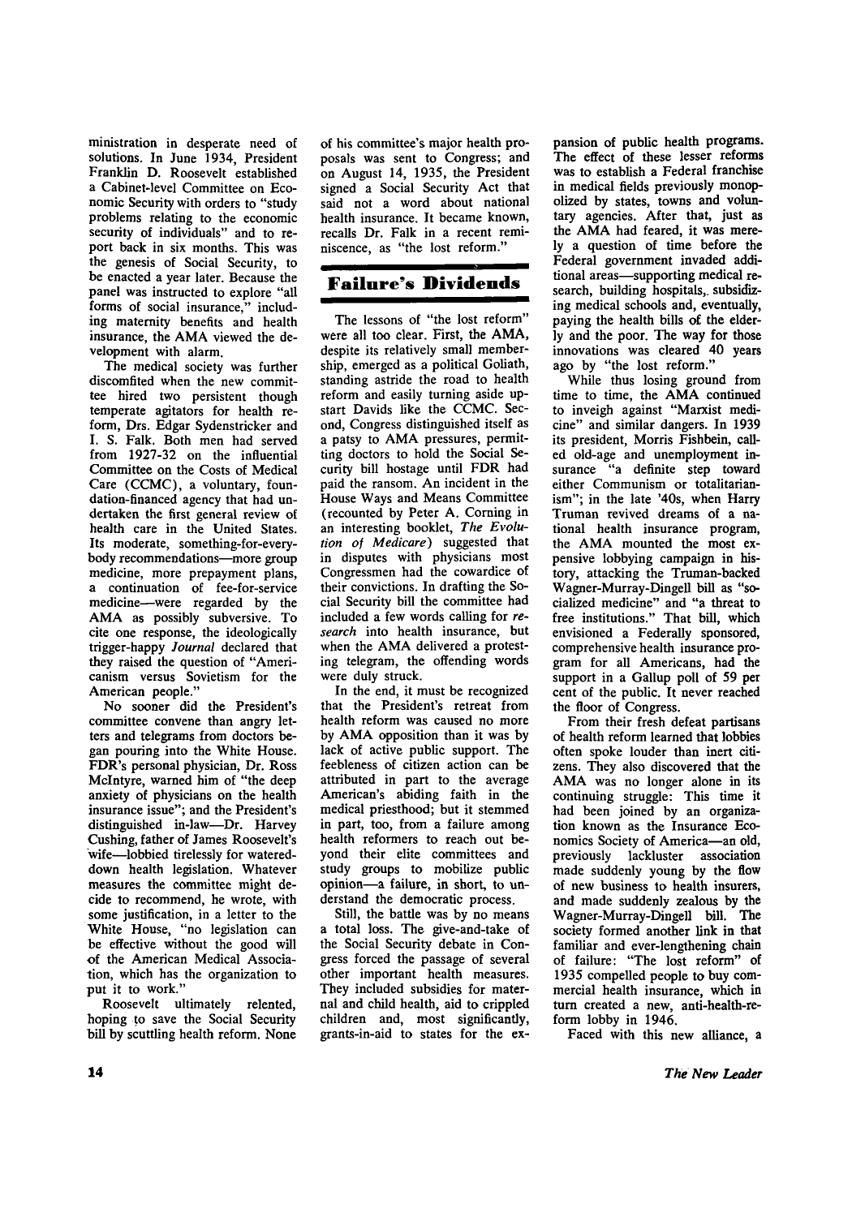ministration in desperate need of solutions. In June 1934, President Franklin D. Roosevelt established a Cabinet-level Committee on Economic Security with orders to "study problems relating to the economic security of individuals" and to report back in six months. This was the genesis of Social Security, to be enacted a year later. Because the panel was instructed to explore "all forms of social insurance," including maternity benefits and health insurance, the AMA viewed the development with alarm.

The medical society was further discomfited when the new committee hired two persistent though temperate agitators for health reform, Drs. Edgar Sydenstricker and I. S. Falk. Both men had served from 1927-32 on the influential Committee on the Costs of Medical Care (CCMC), a voluntary, foundation-financed agency that had undertaken the first general review of health care in the United States. Its moderate, something-for-everybody recommendations—more group medicine, more prepayment plans, a continuation of fee-for-service medicine—were regarded by the AMA as possibly subversive. To cite one response, the ideologically trigger-happy *Journal* declared that they raised the question of "Americanism versus Sovietism for the American people."

No sooner did the President's committee convene than angry letters and telegrams from doctors began pouring into the White House. FDR's personal physician, Dr. Ross McIntyre, warned him of "the deep anxiety of physicians on the health insurance issue"; and the President's distinguished in-law—Dr. Harvey Cushing, father of James Roosevelt's wife—lobbied tirelessly for watered-down health legislation. Whatever measures the committee might decide to recommend, he wrote, with some justification, in a letter to the White House, "no legislation can be effective without the good will of the American Medical Association, which has the organization to put it to work."

Roosevelt ultimately relented, hoping to save the Social Security bill by scuttling health reform. None of his committee's major health proposals was sent to Congress; and on August 14, 1935, the President signed a Social Security Act that said not a word about national health insurance. It became known, recalls Dr. Falk in a recent reminiscence, as "the lost reform."

## Failure's Dividends

The lessons of "the lost reform" were all too clear. First, the AMA, despite its relatively small membership, emerged as a political Goliath, standing astride the road to health reform and easily turning aside upstart Davids like the CCMC. Second, Congress distinguished itself as a patsy to AMA pressures, permitting doctors to hold the Social Security bill hostage until FDR had paid the ransom. An incident in the House Ways and Means Committee (recounted by Peter A. Corning in an interesting booklet, *The Evolution of Medicare*) suggested that in disputes with physicians most Congressmen had the cowardice of their convictions. In drafting the Social Security bill the committee had included a few words calling for *research* into health insurance, but when the AMA delivered a protesting telegram, the offending words were duly struck.

In the end, it must be recognized that the President's retreat from health reform was caused no more by AMA opposition than it was by lack of active public support. The feebleness of citizen action can be attributed in part to the average American's abiding faith in the medical priesthood; but it stemmed in part, too, from a failure among health reformers to reach out beyond their elite committees and study groups to mobilize public opinion—a failure, in short, to understand the democratic process.

Still, the battle was by no means a total loss. The give-and-take of the Social Security debate in Congress forced the passage of several other important health measures. They included subsidies for maternal and child health, aid to crippled children and, most significantly, grants-in-aid to states for the expansion of public health programs. The effect of these lesser reforms was to establish a Federal franchise in medical fields previously monopolized by states, towns and voluntary agencies. After that, just as the AMA had feared, it was merely a question of time before the Federal government invaded additional areas—supporting medical research, building hospitals, subsidizing medical schools and, eventually, paying the health bills of the elderly and the poor. The way for those innovations was cleared 40 years ago by "the lost reform."

While thus losing ground from time to time, the AMA continued to inveigh against "Marxist medicine" and similar dangers. In 1939 its president, Morris Fishbein, called old-age and unemployment insurance "a definite step toward either Communism or totalitarianism"; in the late '40s, when Harry Truman revived dreams of a national health insurance program, the AMA mounted the most expensive lobbying campaign in history, attacking the Truman-backed Wagner-Murray-Dingell bill as "socialized medicine" and "a threat to free institutions." That bill, which envisioned a Federally sponsored, comprehensive health insurance program for all Americans, had the support in a Gallup poll of 59 per cent of the public. It never reached the floor of Congress.

From their fresh defeat partisans of health reform learned that lobbies often spoke louder than inert citizens. They also discovered that the AMA was no longer alone in its continuing struggle: This time it had been joined by an organization known as the Insurance Economics Society of America—an old, previously lackluster association made suddenly young by the flow of new business to health insurers, and made suddenly zealous by the Wagner-Murray-Dingell bill. The society formed another link in that familiar and ever-lengthening chain of failure: "The lost reform" of 1935 compelled people to buy commercial health insurance, which in turn created a new, anti-health-reform lobby in 1946.

Faced with this new alliance, a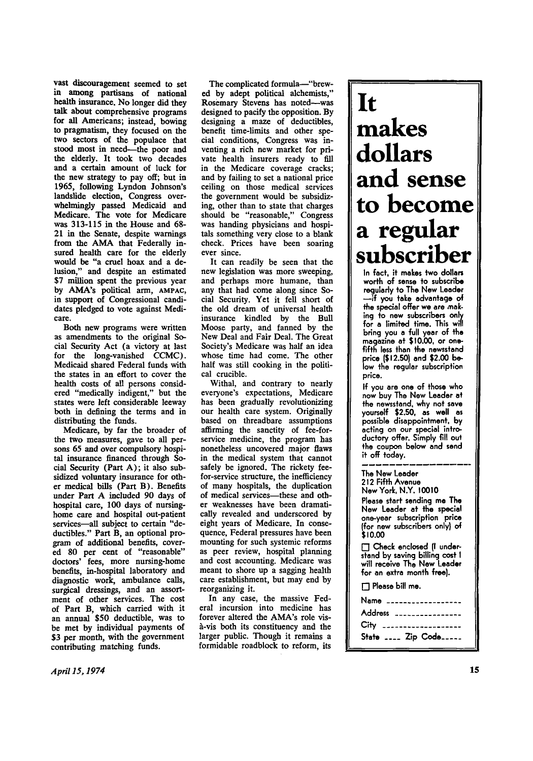vast discouragement seemed to set in among partisans of national health insurance. No longer did they talk about comprehensive programs for all Americans; instead, bowing to pragmatism, they focused on the two sectors of the populace that stood most in need—the poor and the elderly. It took two decades and a certain amount of luck for the new strategy to pay off; but in 1965, following Lyndon Johnson's landslide election, Congress overwhelmingly passed Medicaid and Medicare. The vote for Medicare was 313-115 in the House and 68-21 in the Senate, despite warnings from the AMA that Federally insured health care for the elderly would be "a cruel hoax and a delusion," and despite an estimated $7 million spent the previous year by AMA's political arm, AMPAC, in support of Congressional candidates pledged to vote against Medicare.

Both new programs were written as amendments to the original Social Security Act (a victory at last for the long-vanished CCMC). Medicaid shared Federal funds with the states in an effort to cover the health costs of all persons considered "medically indigent," but the states were left considerable leeway both in defining the terms and in distributing the funds.

Medicare, by far the broader of the two measures, gave to all persons 65 and over compulsory hospital insurance financed through Social Security (Part A); it also subsidized voluntary insurance for other medical bills (Part B). Benefits under Part A included 90 days of hospital care, 100 days of nursing-home care and hospital out-patient services—all subject to certain "deductibles." Part B, an optional program of additional benefits, covered 80 per cent of "reasonable" doctors' fees, more nursing-home benefits, in-hospital laboratory and diagnostic work, ambulance calls, surgical dressings, and an assortment of other services. The cost of Part B, which carried with it an annual $50 deductible, was to be met by individual payments of $3 per month, with the government contributing matching funds.

The complicated formula—"brewed by adept political alchemists," Rosemary Stevens has noted—was designed to pacify the opposition. By designing a maze of deductibles, benefit time-limits and other special conditions, Congress was inventing a rich new market for private health insurers ready to fill in the Medicare coverage cracks; and by failing to set a national price ceiling on those medical services the government would be subsidizing, other than to state that charges should be "reasonable," Congress was handing physicians and hospitals something very close to a blank check. Prices have been soaring ever since.

It can readily be seen that the new legislation was more sweeping, and perhaps more humane, than any that had come along since Social Security. Yet it fell short of the old dream of universal health insurance kindled by the Bull Moose party, and fanned by the New Deal and Fair Deal. The Great Society's Medicare was half an idea whose time had come. The other half was still cooking in the political crucible.

Withal, and contrary to nearly everyone's expectations, Medicare has been gradually revolutionizing our health care system. Originally based on threadbare assumptions affirming the sanctity of fee-for-service medicine, the program has nonetheless uncovered major flaws in the medical system that cannot safely be ignored. The rickety fee-for-service structure, the inefficiency of many hospitals, the duplication of medical services—these and other weaknesses have been dramatically revealed and underscored by eight years of Medicare. In consequence, Federal pressures have been mounting for such systemic reforms as peer review, hospital planning and cost accounting. Medicare was meant to shore up a sagging health care establishment, but may end by reorganizing it.

In any case, the massive Federal incursion into medicine has forever altered the AMA's role vis-à-vis both its constituency and the larger public. Though it remains a formidable roadblock to reform, its

# It makes dollars and sense to become a regular subscriber

In fact, it makes two dollars worth of sense to subscribe regularly to The New Leader —if you take advantage of the special offer we are making to new subscribers only for a limited time. This will bring you a full year of the magazine at $10.00, or one-fifth less than the newsstand price ($12.50) and $2.00 below the regular subscription price.

If you are one of those who now buy The New Leader at the newsstand, why not save yourself $2.50, as well as possible disappointment, by acting on our special introductory offer. Simply fill out the coupon below and send it off today.

The New Leader
212 Fifth Avenue
New York, N.Y. 10010

Please start sending me The New Leader at the special one-year subscription price (for new subscribers only) of $10.00

☐ Check enclosed (I understand by saving billing cost I will receive The New Leader for an extra month free).

☐ Please bill me.

Name ________________

Address ______________

City _________________

State ____ Zip Code_____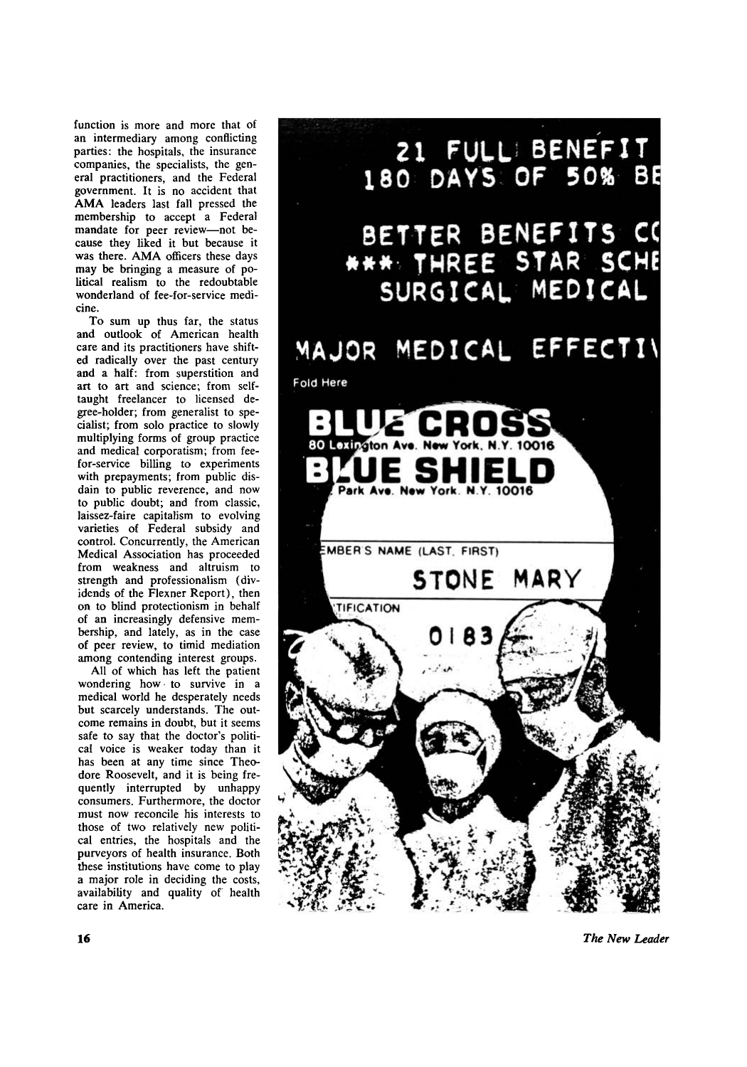function is more and more that of an intermediary among conflicting parties: the hospitals, the insurance companies, the specialists, the general practitioners, and the Federal government. It is no accident that AMA leaders last fall pressed the membership to accept a Federal mandate for peer review—not because they liked it but because it was there. AMA officers these days may be bringing a measure of political realism to the redoubtable wonderland of fee-for-service medicine.

To sum up thus far, the status and outlook of American health care and its practitioners have shifted radically over the past century and a half: from superstition and art to art and science; from self-taught freelancer to licensed degree-holder; from generalist to specialist; from solo practice to slowly multiplying forms of group practice and medical corporatism; from fee-for-service billing to experiments with prepayments; from public disdain to public reverence, and now to public doubt; and from classic, laissez-faire capitalism to evolving varieties of Federal subsidy and control. Concurrently, the American Medical Association has proceeded from weakness and altruism to strength and professionalism (dividends of the Flexner Report), then on to blind protectionism in behalf of an increasingly defensive membership, and lately, as in the case of peer review, to timid mediation among contending interest groups.

All of which has left the patient wondering how to survive in a medical world he desperately needs but scarcely understands. The outcome remains in doubt, but it seems safe to say that the doctor's political voice is weaker today than it has been at any time since Theodore Roosevelt, and it is being frequently interrupted by unhappy consumers. Furthermore, the doctor must now reconcile his interests to those of two relatively new political entries, the hospitals and the purveyors of health insurance. Both these institutions have come to play a major role in deciding the costs, availability and quality of health care in America.

21 FULL BENEFIT
180 DAYS OF 50% BE

BETTER BENEFITS CC
*** THREE STAR SCHE
SURGICAL MEDICAL

MAJOR MEDICAL EFFECTIV

Fold Here

BLUE CROSS
80 Lexington Ave. New York, N.Y. 10016

BLUE SHIELD
Park Ave. New York. N.Y. 10016

EMBER'S NAME (LAST, FIRST)

STONE MARY

TIFICATION

0183